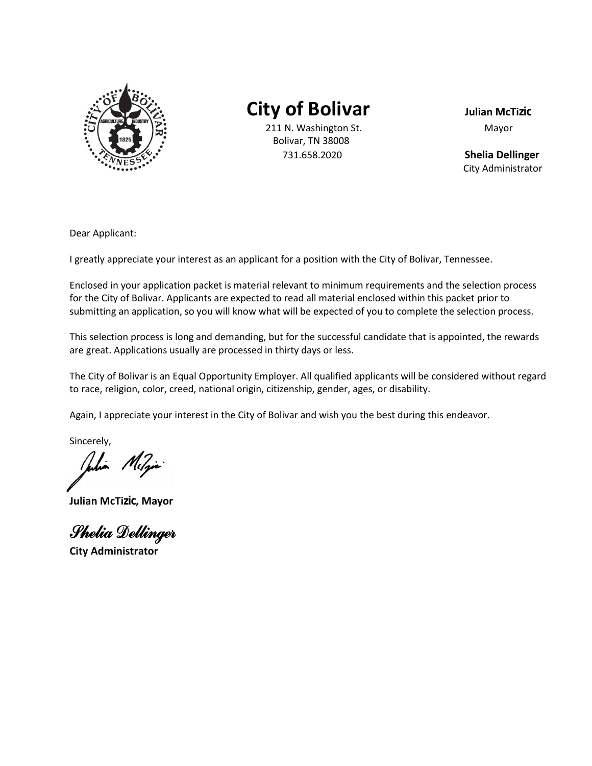# City of Bolivar

211 N. Washington St.
Bolivar, TN 38008
731.658.2020

**Julian McTizic**
Mayor

**Shelia Dellinger**
City Administrator

Dear Applicant:

I greatly appreciate your interest as an applicant for a position with the City of Bolivar, Tennessee.

Enclosed in your application packet is material relevant to minimum requirements and the selection process for the City of Bolivar. Applicants are expected to read all material enclosed within this packet prior to submitting an application, so you will know what will be expected of you to complete the selection process.

This selection process is long and demanding, but for the successful candidate that is appointed, the rewards are great. Applications usually are processed in thirty days or less.

The City of Bolivar is an Equal Opportunity Employer. All qualified applicants will be considered without regard to race, religion, color, creed, national origin, citizenship, gender, ages, or disability.

Again, I appreciate your interest in the City of Bolivar and wish you the best during this endeavor.

Sincerely,

**Julian McTizic, Mayor**

*Shelia Dellinger*

**City Administrator**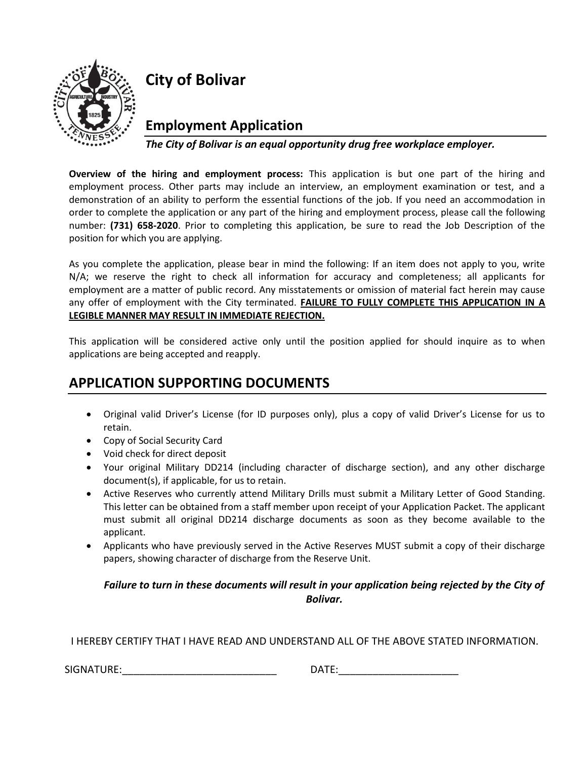# City of Bolivar

## Employment Application

***The City of Bolivar is an equal opportunity drug free workplace employer.***

**Overview of the hiring and employment process:** This application is but one part of the hiring and employment process. Other parts may include an interview, an employment examination or test, and a demonstration of an ability to perform the essential functions of the job. If you need an accommodation in order to complete the application or any part of the hiring and employment process, please call the following number: **(731) 658-2020**. Prior to completing this application, be sure to read the Job Description of the position for which you are applying.

As you complete the application, please bear in mind the following: If an item does not apply to you, write N/A; we reserve the right to check all information for accuracy and completeness; all applicants for employment are a matter of public record. Any misstatements or omission of material fact herein may cause any offer of employment with the City terminated. **<u>FAILURE TO FULLY COMPLETE THIS APPLICATION IN A LEGIBLE MANNER MAY RESULT IN IMMEDIATE REJECTION.</u>**

This application will be considered active only until the position applied for should inquire as to when applications are being accepted and reapply.

## APPLICATION SUPPORTING DOCUMENTS

- Original valid Driver's License (for ID purposes only), plus a copy of valid Driver's License for us to retain.
- Copy of Social Security Card
- Void check for direct deposit
- Your original Military DD214 (including character of discharge section), and any other discharge document(s), if applicable, for us to retain.
- Active Reserves who currently attend Military Drills must submit a Military Letter of Good Standing. This letter can be obtained from a staff member upon receipt of your Application Packet. The applicant must submit all original DD214 discharge documents as soon as they become available to the applicant.
- Applicants who have previously served in the Active Reserves MUST submit a copy of their discharge papers, showing character of discharge from the Reserve Unit.

***Failure to turn in these documents will result in your application being rejected by the City of Bolivar.***

I HEREBY CERTIFY THAT I HAVE READ AND UNDERSTAND ALL OF THE ABOVE STATED INFORMATION.

SIGNATURE:____________________________ DATE:_____________________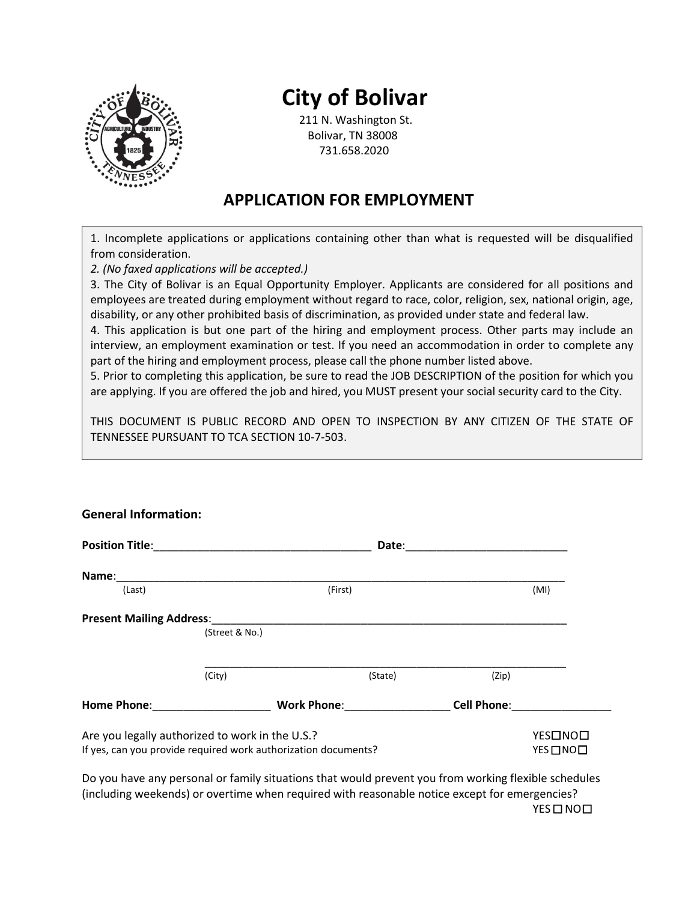# City of Bolivar

211 N. Washington St.
Bolivar, TN 38008
731.658.2020

## APPLICATION FOR EMPLOYMENT

1. Incomplete applications or applications containing other than what is requested will be disqualified from consideration.
2. *(No faxed applications will be accepted.)*
3. The City of Bolivar is an Equal Opportunity Employer. Applicants are considered for all positions and employees are treated during employment without regard to race, color, religion, sex, national origin, age, disability, or any other prohibited basis of discrimination, as provided under state and federal law.
4. This application is but one part of the hiring and employment process. Other parts may include an interview, an employment examination or test. If you need an accommodation in order to complete any part of the hiring and employment process, please call the phone number listed above.
5. Prior to completing this application, be sure to read the JOB DESCRIPTION of the position for which you are applying. If you are offered the job and hired, you MUST present your social security card to the City.

THIS DOCUMENT IS PUBLIC RECORD AND OPEN TO INSPECTION BY ANY CITIZEN OF THE STATE OF TENNESSEE PURSUANT TO TCA SECTION 10-7-503.

### General Information:

**Position Title**:____________________________________ **Date**:__________________________

**Name**:____________________________________________________________________________
(Last) (First) (MI)

**Present Mailing Address**:_____________________________________________________________
(Street & No.)

_______________________________________________________________
(City) (State) (Zip)

**Home Phone**:___________________ **Work Phone**:_________________ **Cell Phone**:________________

Are you legally authorized to work in the U.S.? YES☐NO☐

If yes, can you provide required work authorization documents? YES ☐NO☐

Do you have any personal or family situations that would prevent you from working flexible schedules (including weekends) or overtime when required with reasonable notice except for emergencies? YES ☐ NO☐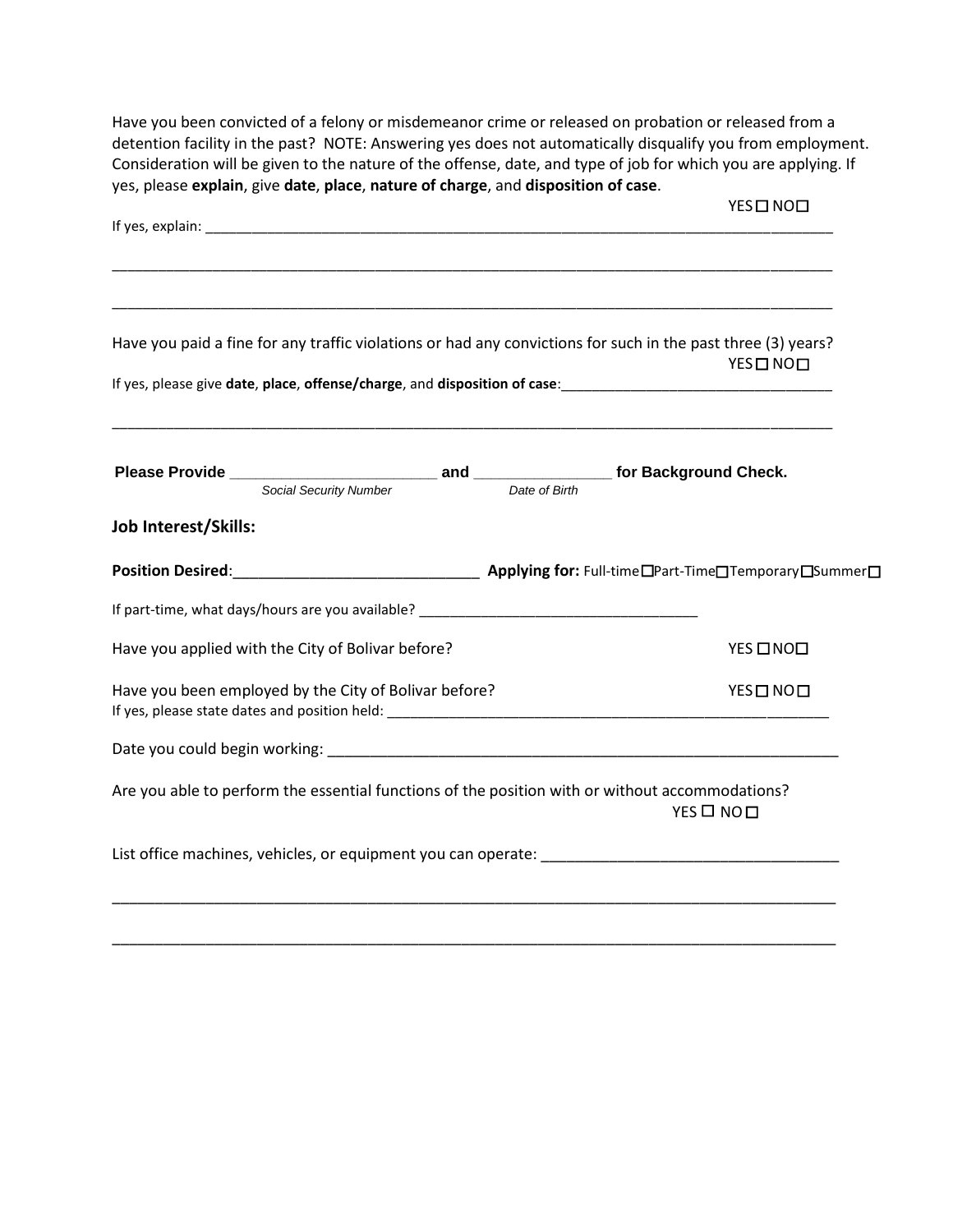Have you been convicted of a felony or misdemeanor crime or released on probation or released from a detention facility in the past? NOTE: Answering yes does not automatically disqualify you from employment. Consideration will be given to the nature of the offense, date, and type of job for which you are applying. If yes, please **explain**, give **date**, **place**, **nature of charge**, and **disposition of case**.

YES ☐ NO☐

If yes, explain: ________________________________________________________________________________

________________________________________________________________________________________________

________________________________________________________________________________________________

Have you paid a fine for any traffic violations or had any convictions for such in the past three (3) years?

YES ☐ NO☐

If yes, please give **date**, **place**, **offense/charge**, and **disposition of case**:___________________________________

________________________________________________________________________________________________

**Please Provide** ________________________ **and** ________________ **for Background Check.**

*Social Security Number* *Date of Birth*

**Job Interest/Skills:**

**Position Desired**:______________________________ **Applying for:** Full-time☐Part-Time☐Temporary☐Summer☐

If part-time, what days/hours are you available? ___________________________________

Have you applied with the City of Bolivar before? YES ☐NO☐

Have you been employed by the City of Bolivar before? YES ☐ NO☐

If yes, please state dates and position held: ________________________________________________________

Date you could begin working: ________________________________________________________________

Are you able to perform the essential functions of the position with or without accommodations?

YES ☐ NO☐

List office machines, vehicles, or equipment you can operate: __________________________________

________________________________________________________________________________________________

________________________________________________________________________________________________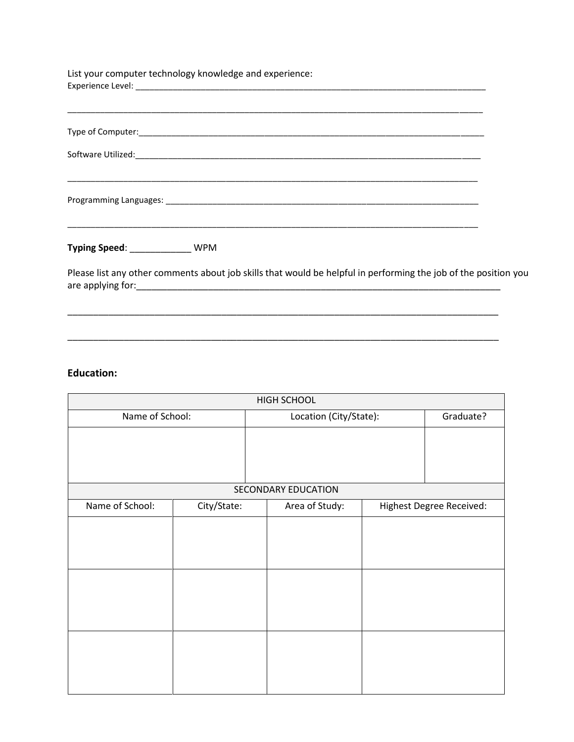List your computer technology knowledge and experience:

Experience Level: ______________________________________________________________________________

_____________________________________________________________________________________________

Type of Computer:______________________________________________________________________________

Software Utilized:______________________________________________________________________________

_____________________________________________________________________________________________

Programming Languages: _________________________________________________________________________

_____________________________________________________________________________________________

**Typing Speed**: ____________ WPM

Please list any other comments about job skills that would be helpful in performing the job of the position you are applying for:_____________________________________________________________________________

_____________________________________________________________________________________________

_____________________________________________________________________________________________

### Education:

| HIGH SCHOOL | | |
|---|---|---|
| Name of School: | Location (City/State): | Graduate? |
| | | |

| SECONDARY EDUCATION | | | |
|---|---|---|---|
| Name of School: | City/State: | Area of Study: | Highest Degree Received: |
| | | | |
| | | | |
| | | | |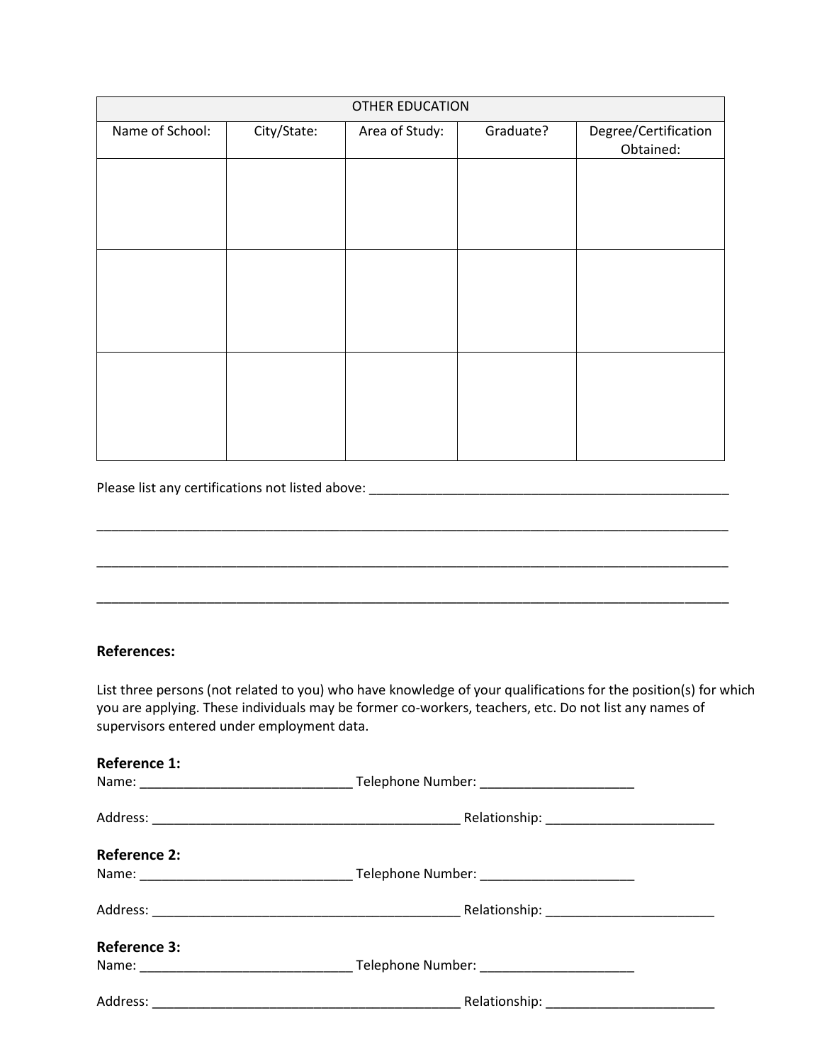| OTHER EDUCATION | | | | |
| --- | --- | --- | --- | --- |
| Name of School: | City/State: | Area of Study: | Graduate? | Degree/Certification Obtained: |
| | | | | |
| | | | | |
| | | | | |

Please list any certifications not listed above: ___________________________________________________

_____________________________________________________________________________________________

_____________________________________________________________________________________________

_____________________________________________________________________________________________

**References:**

List three persons (not related to you) who have knowledge of your qualifications for the position(s) for which you are applying. These individuals may be former co-workers, teachers, etc. Do not list any names of supervisors entered under employment data.

**Reference 1:**

Name: ______________________________ Telephone Number: ______________________

Address: ___________________________________________ Relationship: ________________________

**Reference 2:**

Name: ______________________________ Telephone Number: ______________________

Address: ___________________________________________ Relationship: ________________________

**Reference 3:**

Name: ______________________________ Telephone Number: ______________________

Address: ___________________________________________ Relationship: ________________________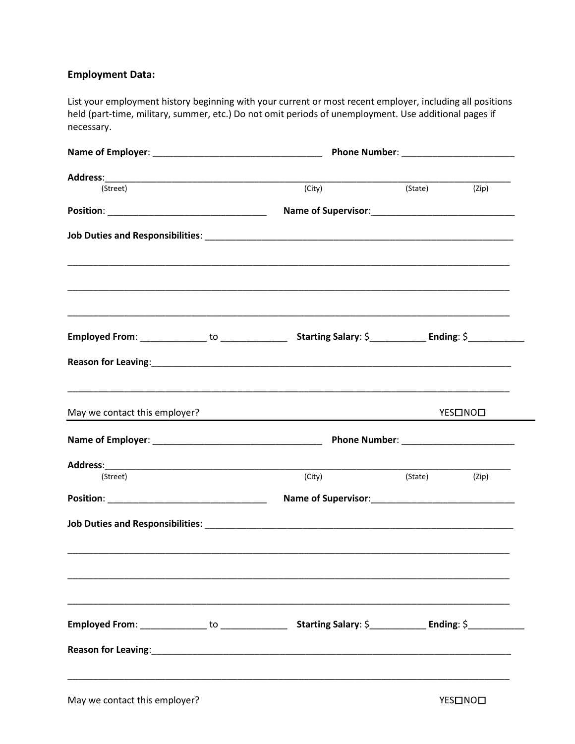**Employment Data:**

List your employment history beginning with your current or most recent employer, including all positions held (part-time, military, summer, etc.) Do not omit periods of unemployment. Use additional pages if necessary.

**Name of Employer**: ________________________________ **Phone Number**: _____________________

**Address**:________________________________________________________________________________
(Street) (City) (State) (Zip)

**Position**: ______________________________ **Name of Supervisor**:___________________________

**Job Duties and Responsibilities**: ___________________________________________________________

____________________________________________________________________________________

____________________________________________________________________________________

____________________________________________________________________________________

**Employed From**: ____________ to ____________ **Starting Salary**: $__________ **Ending**: $__________

**Reason for Leaving**:_____________________________________________________________________

____________________________________________________________________________________

May we contact this employer? YES☐NO☐

---

**Name of Employer**: ________________________________ **Phone Number**: _____________________

**Address**:________________________________________________________________________________
(Street) (City) (State) (Zip)

**Position**: ______________________________ **Name of Supervisor**:___________________________

**Job Duties and Responsibilities**: ___________________________________________________________

____________________________________________________________________________________

____________________________________________________________________________________

____________________________________________________________________________________

**Employed From**: ____________ to ____________ **Starting Salary**: $__________ **Ending**: $__________

**Reason for Leaving**:_____________________________________________________________________

____________________________________________________________________________________

May we contact this employer? YES☐NO☐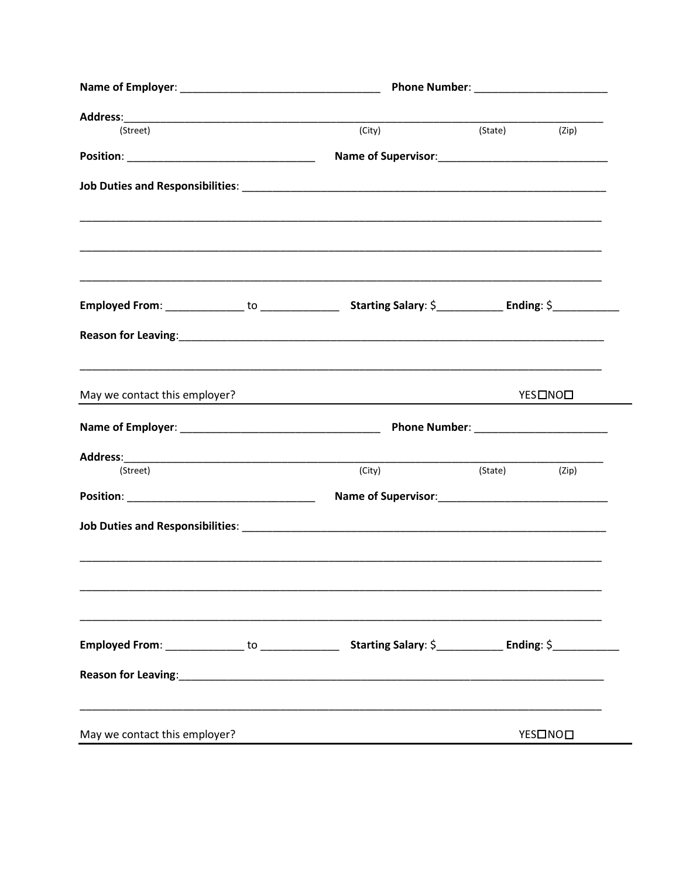**Name of Employer**: _________________________________ **Phone Number**: ______________________

**Address**:________________________________________________________________________________
(Street) (City) (State) (Zip)

**Position**: _______________________________ **Name of Supervisor**:____________________________

**Job Duties and Responsibilities**: ______________________________________________________________

__________________________________________________________________________________________

__________________________________________________________________________________________

__________________________________________________________________________________________

**Employed From**: _____________ to _____________ **Starting Salary**: $___________ **Ending**: $___________

**Reason for Leaving**:______________________________________________________________________

__________________________________________________________________________________________

May we contact this employer? YES☐NO☐

---

**Name of Employer**: _________________________________ **Phone Number**: ______________________

**Address**:________________________________________________________________________________
(Street) (City) (State) (Zip)

**Position**: _______________________________ **Name of Supervisor**:____________________________

**Job Duties and Responsibilities**: ______________________________________________________________

__________________________________________________________________________________________

__________________________________________________________________________________________

__________________________________________________________________________________________

**Employed From**: _____________ to _____________ **Starting Salary**: $___________ **Ending**: $___________

**Reason for Leaving**:______________________________________________________________________

__________________________________________________________________________________________

May we contact this employer? YES☐NO☐

---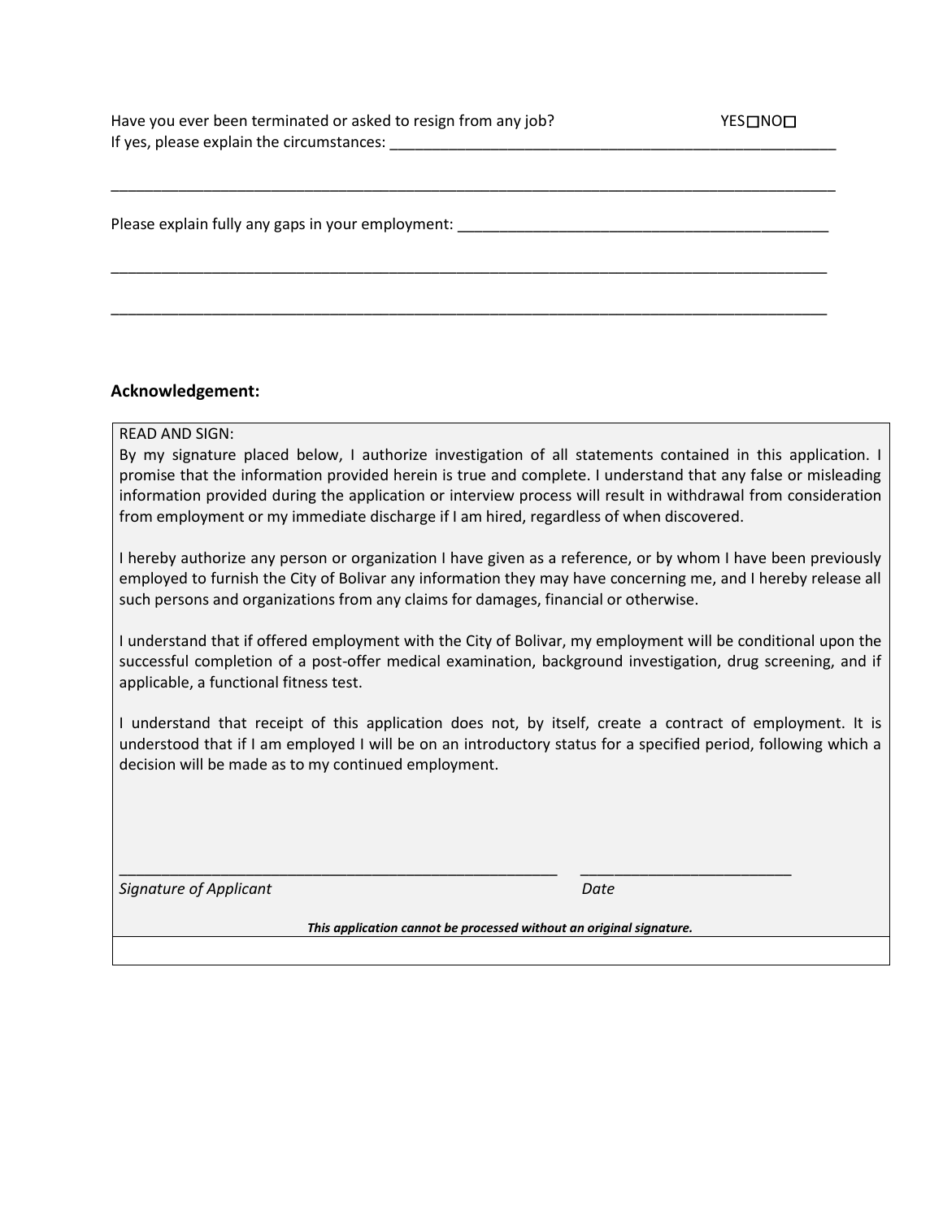Have you ever been terminated or asked to resign from any job? YES☐NO☐

If yes, please explain the circumstances: ________________________________________________________

_____________________________________________________________________________________________

Please explain fully any gaps in your employment: _____________________________________________

_____________________________________________________________________________________________

_____________________________________________________________________________________________

**Acknowledgement:**

READ AND SIGN:

By my signature placed below, I authorize investigation of all statements contained in this application. I promise that the information provided herein is true and complete. I understand that any false or misleading information provided during the application or interview process will result in withdrawal from consideration from employment or my immediate discharge if I am hired, regardless of when discovered.

I hereby authorize any person or organization I have given as a reference, or by whom I have been previously employed to furnish the City of Bolivar any information they may have concerning me, and I hereby release all such persons and organizations from any claims for damages, financial or otherwise.

I understand that if offered employment with the City of Bolivar, my employment will be conditional upon the successful completion of a post-offer medical examination, background investigation, drug screening, and if applicable, a functional fitness test.

I understand that receipt of this application does not, by itself, create a contract of employment. It is understood that if I am employed I will be on an introductory status for a specified period, following which a decision will be made as to my continued employment.

______________________________________________________ _________________________

*Signature of Applicant* *Date*

***This application cannot be processed without an original signature.***